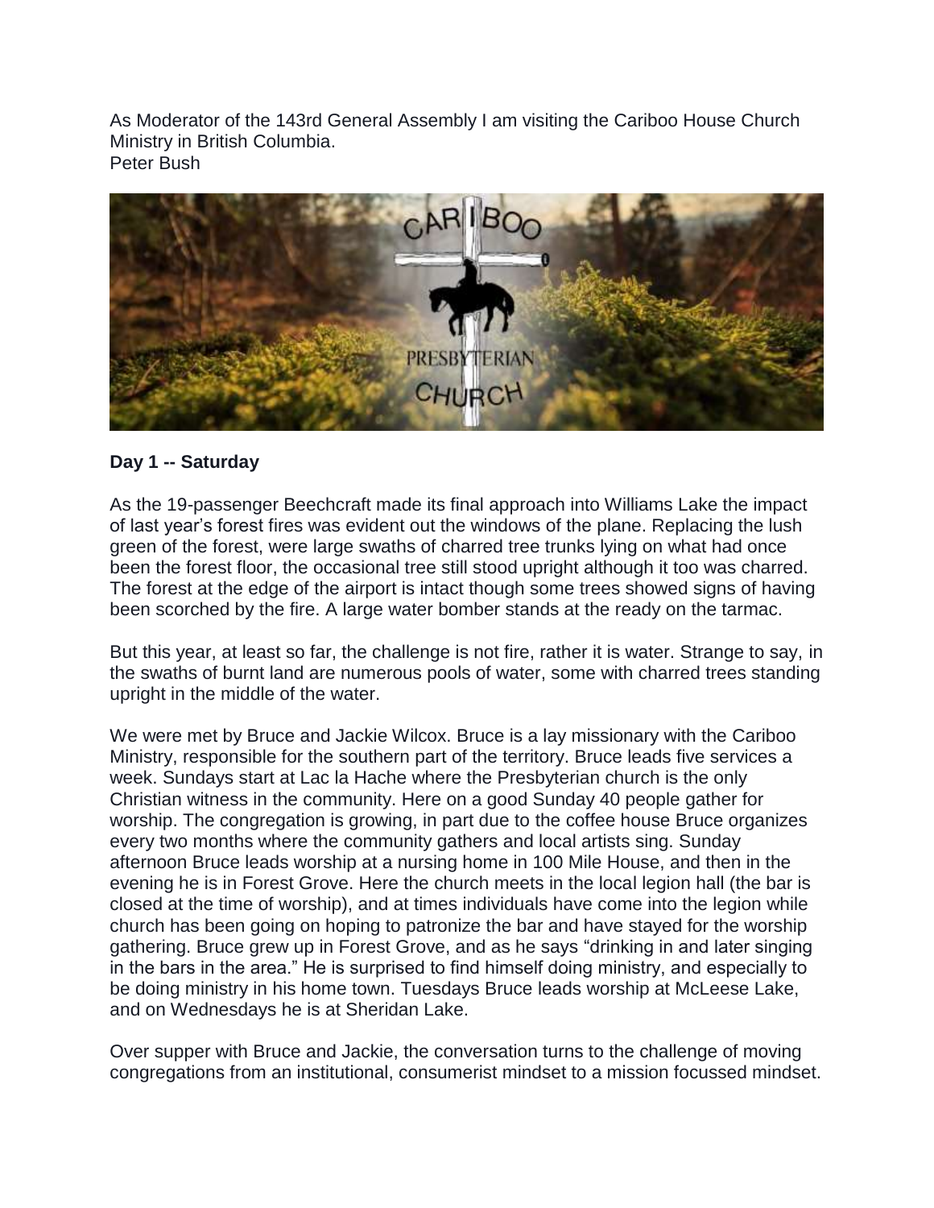As Moderator of the 143rd General Assembly I am visiting the Cariboo House Church Ministry in British Columbia.
Peter Bush

**Day 1 -- Saturday**

As the 19-passenger Beechcraft made its final approach into Williams Lake the impact of last year's forest fires was evident out the windows of the plane. Replacing the lush green of the forest, were large swaths of charred tree trunks lying on what had once been the forest floor, the occasional tree still stood upright although it too was charred. The forest at the edge of the airport is intact though some trees showed signs of having been scorched by the fire. A large water bomber stands at the ready on the tarmac.

But this year, at least so far, the challenge is not fire, rather it is water. Strange to say, in the swaths of burnt land are numerous pools of water, some with charred trees standing upright in the middle of the water.

We were met by Bruce and Jackie Wilcox. Bruce is a lay missionary with the Cariboo Ministry, responsible for the southern part of the territory. Bruce leads five services a week. Sundays start at Lac la Hache where the Presbyterian church is the only Christian witness in the community. Here on a good Sunday 40 people gather for worship. The congregation is growing, in part due to the coffee house Bruce organizes every two months where the community gathers and local artists sing. Sunday afternoon Bruce leads worship at a nursing home in 100 Mile House, and then in the evening he is in Forest Grove. Here the church meets in the local legion hall (the bar is closed at the time of worship), and at times individuals have come into the legion while church has been going on hoping to patronize the bar and have stayed for the worship gathering. Bruce grew up in Forest Grove, and as he says "drinking in and later singing in the bars in the area." He is surprised to find himself doing ministry, and especially to be doing ministry in his home town. Tuesdays Bruce leads worship at McLeese Lake, and on Wednesdays he is at Sheridan Lake.

Over supper with Bruce and Jackie, the conversation turns to the challenge of moving congregations from an institutional, consumerist mindset to a mission focussed mindset.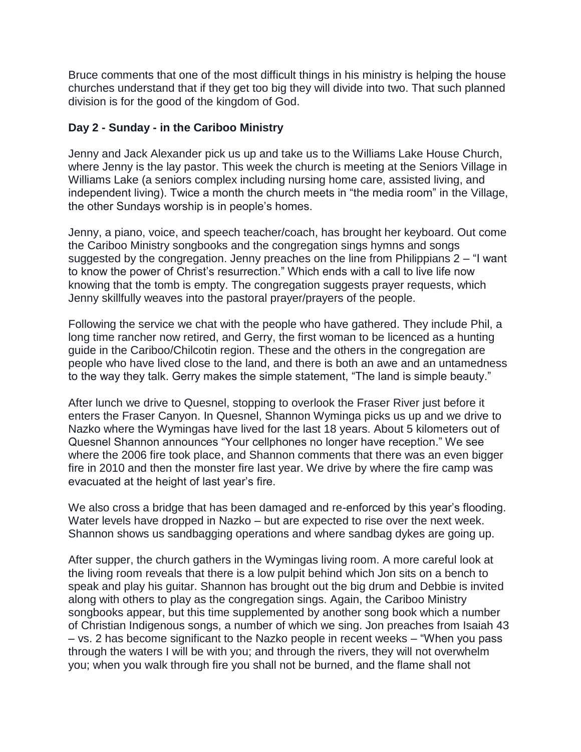Bruce comments that one of the most difficult things in his ministry is helping the house churches understand that if they get too big they will divide into two. That such planned division is for the good of the kingdom of God.

**Day 2 - Sunday - in the Cariboo Ministry**

Jenny and Jack Alexander pick us up and take us to the Williams Lake House Church, where Jenny is the lay pastor. This week the church is meeting at the Seniors Village in Williams Lake (a seniors complex including nursing home care, assisted living, and independent living). Twice a month the church meets in "the media room" in the Village, the other Sundays worship is in people's homes.

Jenny, a piano, voice, and speech teacher/coach, has brought her keyboard. Out come the Cariboo Ministry songbooks and the congregation sings hymns and songs suggested by the congregation. Jenny preaches on the line from Philippians 2 – "I want to know the power of Christ's resurrection." Which ends with a call to live life now knowing that the tomb is empty. The congregation suggests prayer requests, which Jenny skillfully weaves into the pastoral prayer/prayers of the people.

Following the service we chat with the people who have gathered. They include Phil, a long time rancher now retired, and Gerry, the first woman to be licenced as a hunting guide in the Cariboo/Chilcotin region. These and the others in the congregation are people who have lived close to the land, and there is both an awe and an untamedness to the way they talk. Gerry makes the simple statement, "The land is simple beauty."

After lunch we drive to Quesnel, stopping to overlook the Fraser River just before it enters the Fraser Canyon. In Quesnel, Shannon Wyminga picks us up and we drive to Nazko where the Wymingas have lived for the last 18 years. About 5 kilometers out of Quesnel Shannon announces "Your cellphones no longer have reception." We see where the 2006 fire took place, and Shannon comments that there was an even bigger fire in 2010 and then the monster fire last year. We drive by where the fire camp was evacuated at the height of last year's fire.

We also cross a bridge that has been damaged and re-enforced by this year's flooding. Water levels have dropped in Nazko – but are expected to rise over the next week. Shannon shows us sandbagging operations and where sandbag dykes are going up.

After supper, the church gathers in the Wymingas living room. A more careful look at the living room reveals that there is a low pulpit behind which Jon sits on a bench to speak and play his guitar. Shannon has brought out the big drum and Debbie is invited along with others to play as the congregation sings. Again, the Cariboo Ministry songbooks appear, but this time supplemented by another song book which a number of Christian Indigenous songs, a number of which we sing. Jon preaches from Isaiah 43 – vs. 2 has become significant to the Nazko people in recent weeks – "When you pass through the waters I will be with you; and through the rivers, they will not overwhelm you; when you walk through fire you shall not be burned, and the flame shall not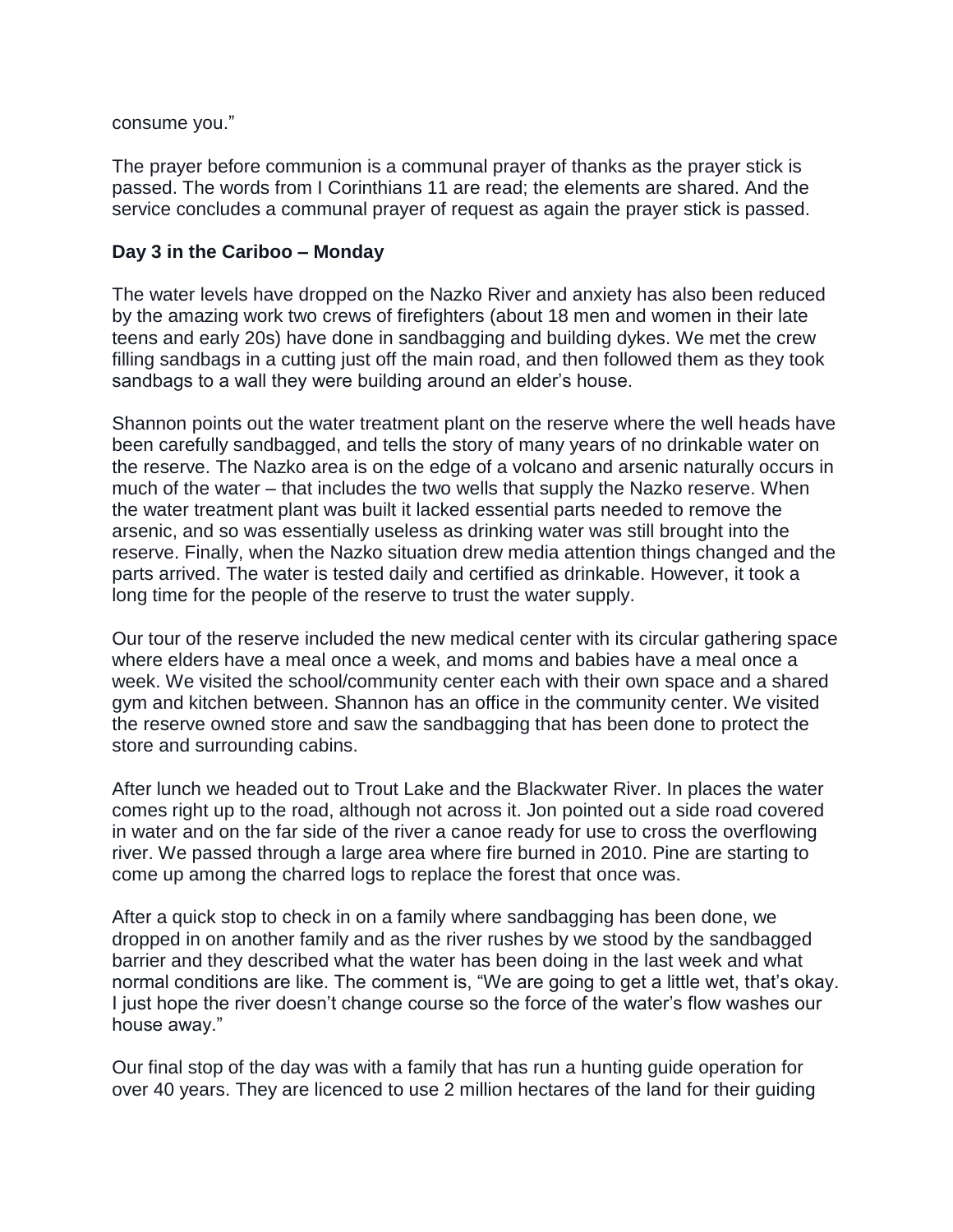consume you."

The prayer before communion is a communal prayer of thanks as the prayer stick is passed. The words from I Corinthians 11 are read; the elements are shared. And the service concludes a communal prayer of request as again the prayer stick is passed.

**Day 3 in the Cariboo – Monday**

The water levels have dropped on the Nazko River and anxiety has also been reduced by the amazing work two crews of firefighters (about 18 men and women in their late teens and early 20s) have done in sandbagging and building dykes. We met the crew filling sandbags in a cutting just off the main road, and then followed them as they took sandbags to a wall they were building around an elder's house.

Shannon points out the water treatment plant on the reserve where the well heads have been carefully sandbagged, and tells the story of many years of no drinkable water on the reserve. The Nazko area is on the edge of a volcano and arsenic naturally occurs in much of the water – that includes the two wells that supply the Nazko reserve. When the water treatment plant was built it lacked essential parts needed to remove the arsenic, and so was essentially useless as drinking water was still brought into the reserve. Finally, when the Nazko situation drew media attention things changed and the parts arrived. The water is tested daily and certified as drinkable. However, it took a long time for the people of the reserve to trust the water supply.

Our tour of the reserve included the new medical center with its circular gathering space where elders have a meal once a week, and moms and babies have a meal once a week. We visited the school/community center each with their own space and a shared gym and kitchen between. Shannon has an office in the community center. We visited the reserve owned store and saw the sandbagging that has been done to protect the store and surrounding cabins.

After lunch we headed out to Trout Lake and the Blackwater River. In places the water comes right up to the road, although not across it. Jon pointed out a side road covered in water and on the far side of the river a canoe ready for use to cross the overflowing river. We passed through a large area where fire burned in 2010. Pine are starting to come up among the charred logs to replace the forest that once was.

After a quick stop to check in on a family where sandbagging has been done, we dropped in on another family and as the river rushes by we stood by the sandbagged barrier and they described what the water has been doing in the last week and what normal conditions are like. The comment is, "We are going to get a little wet, that's okay. I just hope the river doesn't change course so the force of the water's flow washes our house away."

Our final stop of the day was with a family that has run a hunting guide operation for over 40 years. They are licenced to use 2 million hectares of the land for their guiding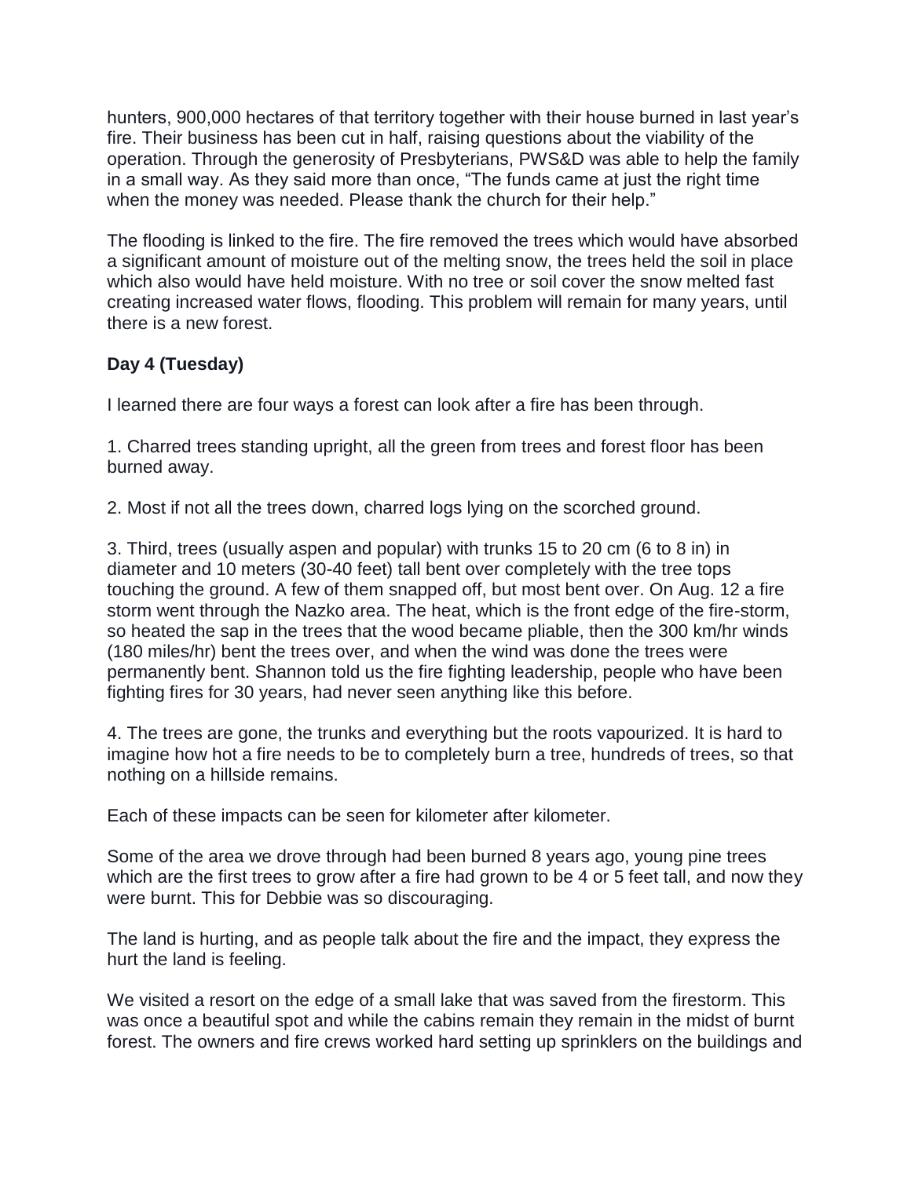hunters, 900,000 hectares of that territory together with their house burned in last year's fire. Their business has been cut in half, raising questions about the viability of the operation. Through the generosity of Presbyterians, PWS&D was able to help the family in a small way. As they said more than once, "The funds came at just the right time when the money was needed. Please thank the church for their help."

The flooding is linked to the fire. The fire removed the trees which would have absorbed a significant amount of moisture out of the melting snow, the trees held the soil in place which also would have held moisture. With no tree or soil cover the snow melted fast creating increased water flows, flooding. This problem will remain for many years, until there is a new forest.

**Day 4 (Tuesday)**

I learned there are four ways a forest can look after a fire has been through.

1. Charred trees standing upright, all the green from trees and forest floor has been burned away.

2. Most if not all the trees down, charred logs lying on the scorched ground.

3. Third, trees (usually aspen and popular) with trunks 15 to 20 cm (6 to 8 in) in diameter and 10 meters (30-40 feet) tall bent over completely with the tree tops touching the ground. A few of them snapped off, but most bent over. On Aug. 12 a fire storm went through the Nazko area. The heat, which is the front edge of the fire-storm, so heated the sap in the trees that the wood became pliable, then the 300 km/hr winds (180 miles/hr) bent the trees over, and when the wind was done the trees were permanently bent. Shannon told us the fire fighting leadership, people who have been fighting fires for 30 years, had never seen anything like this before.

4. The trees are gone, the trunks and everything but the roots vapourized. It is hard to imagine how hot a fire needs to be to completely burn a tree, hundreds of trees, so that nothing on a hillside remains.

Each of these impacts can be seen for kilometer after kilometer.

Some of the area we drove through had been burned 8 years ago, young pine trees which are the first trees to grow after a fire had grown to be 4 or 5 feet tall, and now they were burnt. This for Debbie was so discouraging.

The land is hurting, and as people talk about the fire and the impact, they express the hurt the land is feeling.

We visited a resort on the edge of a small lake that was saved from the firestorm. This was once a beautiful spot and while the cabins remain they remain in the midst of burnt forest. The owners and fire crews worked hard setting up sprinklers on the buildings and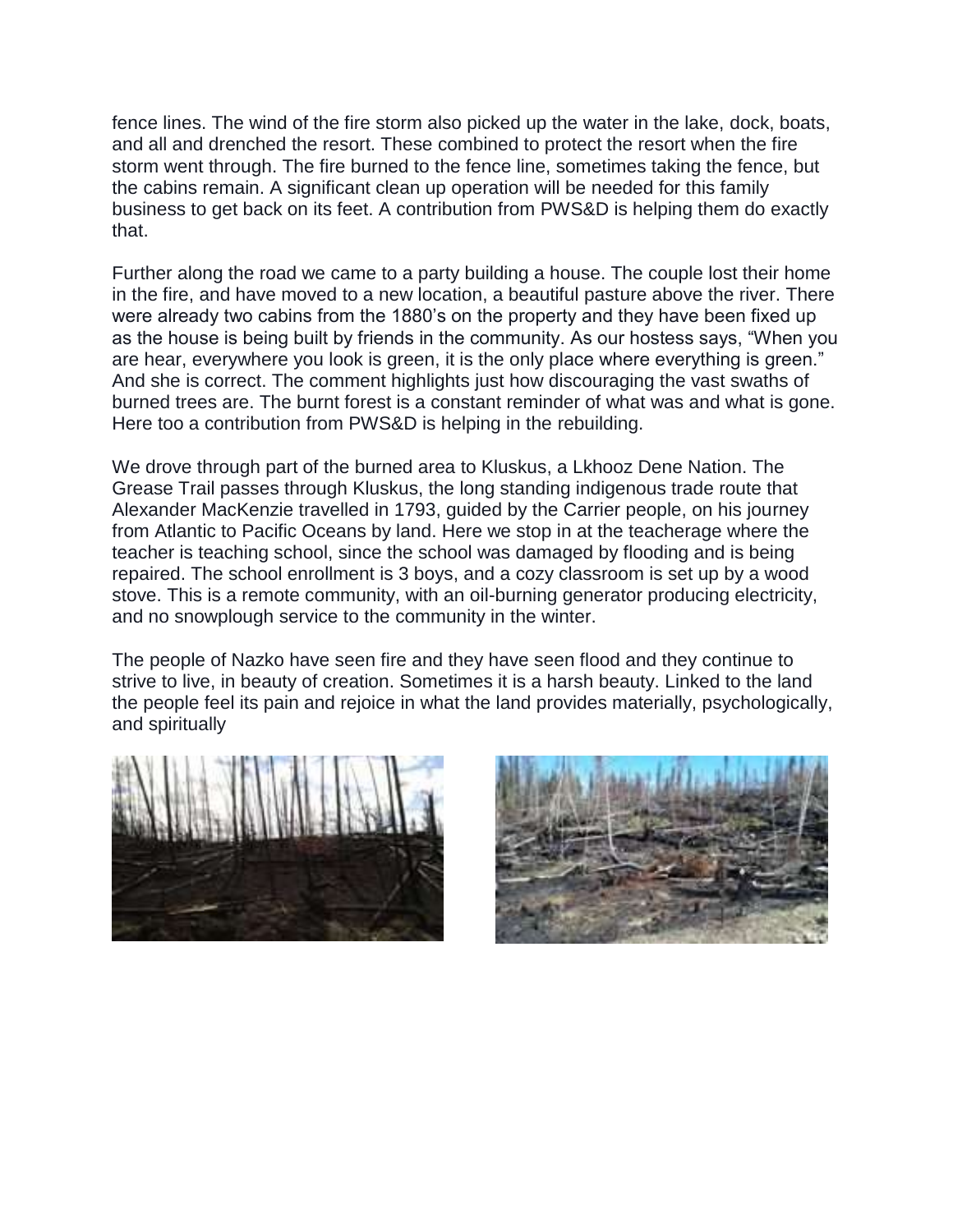fence lines. The wind of the fire storm also picked up the water in the lake, dock, boats, and all and drenched the resort. These combined to protect the resort when the fire storm went through. The fire burned to the fence line, sometimes taking the fence, but the cabins remain. A significant clean up operation will be needed for this family business to get back on its feet. A contribution from PWS&D is helping them do exactly that.

Further along the road we came to a party building a house. The couple lost their home in the fire, and have moved to a new location, a beautiful pasture above the river. There were already two cabins from the 1880's on the property and they have been fixed up as the house is being built by friends in the community. As our hostess says, "When you are hear, everywhere you look is green, it is the only place where everything is green." And she is correct. The comment highlights just how discouraging the vast swaths of burned trees are. The burnt forest is a constant reminder of what was and what is gone. Here too a contribution from PWS&D is helping in the rebuilding.

We drove through part of the burned area to Kluskus, a Lkhooz Dene Nation. The Grease Trail passes through Kluskus, the long standing indigenous trade route that Alexander MacKenzie travelled in 1793, guided by the Carrier people, on his journey from Atlantic to Pacific Oceans by land. Here we stop in at the teacherage where the teacher is teaching school, since the school was damaged by flooding and is being repaired. The school enrollment is 3 boys, and a cozy classroom is set up by a wood stove. This is a remote community, with an oil-burning generator producing electricity, and no snowplough service to the community in the winter.

The people of Nazko have seen fire and they have seen flood and they continue to strive to live, in beauty of creation. Sometimes it is a harsh beauty. Linked to the land the people feel its pain and rejoice in what the land provides materially, psychologically, and spiritually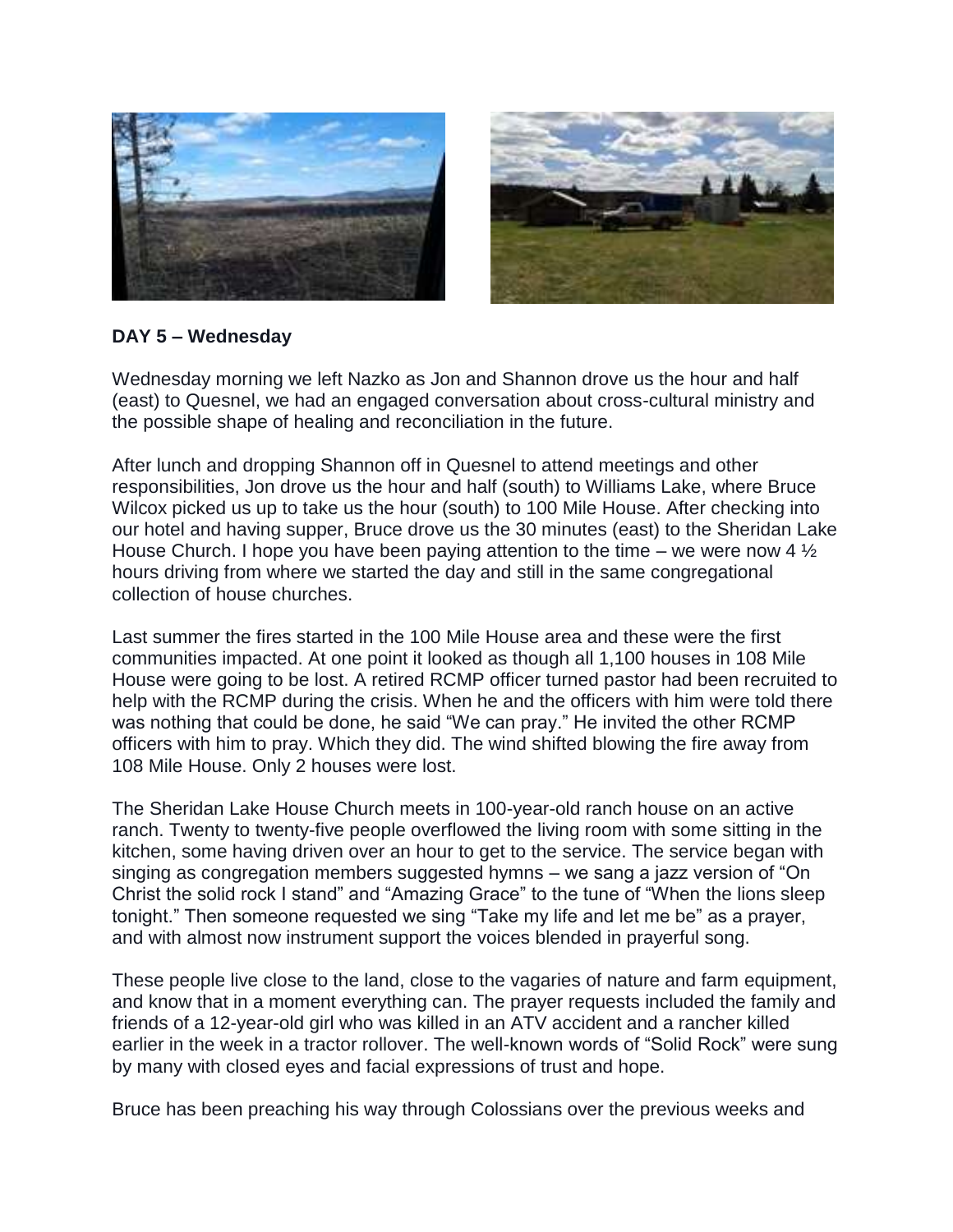**DAY 5 – Wednesday**

Wednesday morning we left Nazko as Jon and Shannon drove us the hour and half (east) to Quesnel, we had an engaged conversation about cross-cultural ministry and the possible shape of healing and reconciliation in the future.

After lunch and dropping Shannon off in Quesnel to attend meetings and other responsibilities, Jon drove us the hour and half (south) to Williams Lake, where Bruce Wilcox picked us up to take us the hour (south) to 100 Mile House. After checking into our hotel and having supper, Bruce drove us the 30 minutes (east) to the Sheridan Lake House Church. I hope you have been paying attention to the time – we were now 4 ½ hours driving from where we started the day and still in the same congregational collection of house churches.

Last summer the fires started in the 100 Mile House area and these were the first communities impacted. At one point it looked as though all 1,100 houses in 108 Mile House were going to be lost. A retired RCMP officer turned pastor had been recruited to help with the RCMP during the crisis. When he and the officers with him were told there was nothing that could be done, he said "We can pray." He invited the other RCMP officers with him to pray. Which they did. The wind shifted blowing the fire away from 108 Mile House. Only 2 houses were lost.

The Sheridan Lake House Church meets in 100-year-old ranch house on an active ranch. Twenty to twenty-five people overflowed the living room with some sitting in the kitchen, some having driven over an hour to get to the service. The service began with singing as congregation members suggested hymns – we sang a jazz version of "On Christ the solid rock I stand" and "Amazing Grace" to the tune of "When the lions sleep tonight." Then someone requested we sing "Take my life and let me be" as a prayer, and with almost now instrument support the voices blended in prayerful song.

These people live close to the land, close to the vagaries of nature and farm equipment, and know that in a moment everything can. The prayer requests included the family and friends of a 12-year-old girl who was killed in an ATV accident and a rancher killed earlier in the week in a tractor rollover. The well-known words of "Solid Rock" were sung by many with closed eyes and facial expressions of trust and hope.

Bruce has been preaching his way through Colossians over the previous weeks and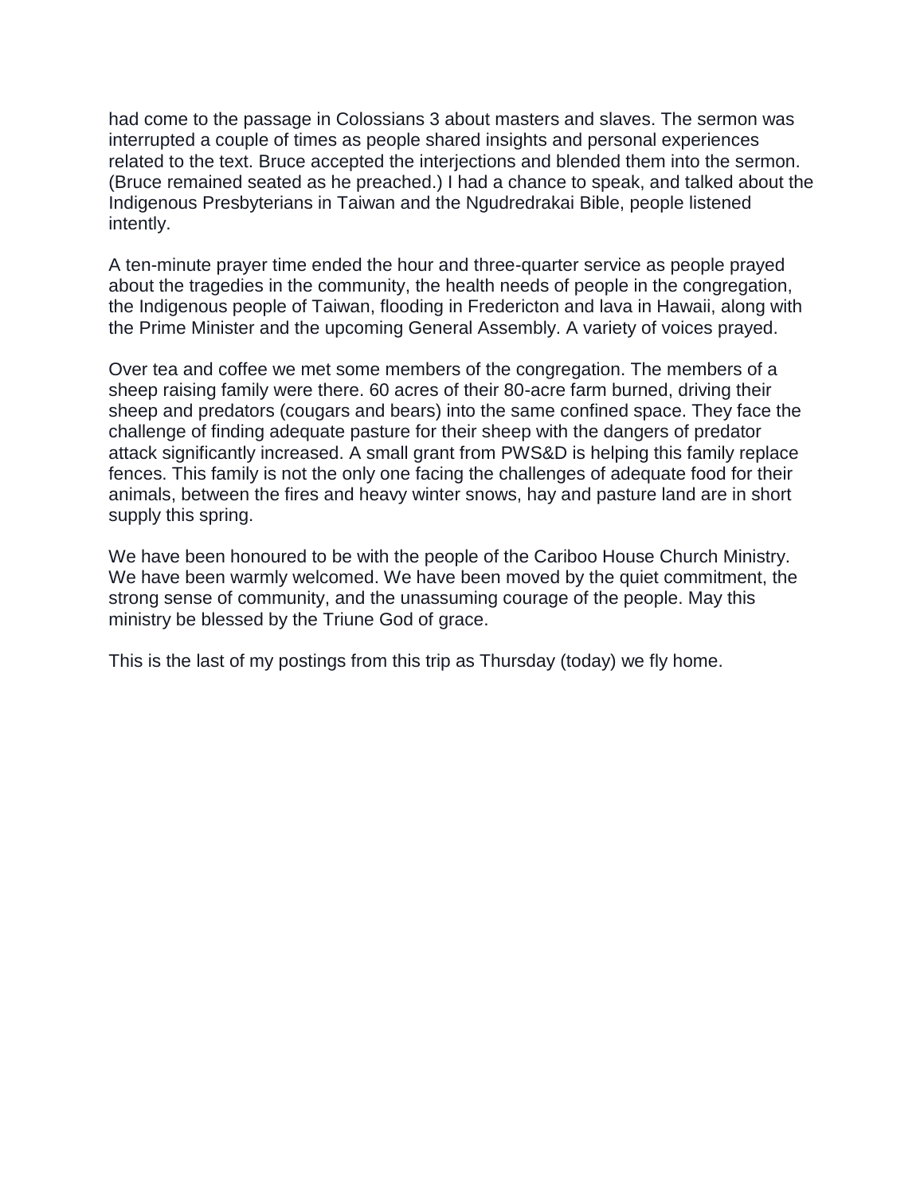had come to the passage in Colossians 3 about masters and slaves. The sermon was interrupted a couple of times as people shared insights and personal experiences related to the text. Bruce accepted the interjections and blended them into the sermon. (Bruce remained seated as he preached.) I had a chance to speak, and talked about the Indigenous Presbyterians in Taiwan and the Ngudredrakai Bible, people listened intently.

A ten-minute prayer time ended the hour and three-quarter service as people prayed about the tragedies in the community, the health needs of people in the congregation, the Indigenous people of Taiwan, flooding in Fredericton and lava in Hawaii, along with the Prime Minister and the upcoming General Assembly. A variety of voices prayed.

Over tea and coffee we met some members of the congregation. The members of a sheep raising family were there. 60 acres of their 80-acre farm burned, driving their sheep and predators (cougars and bears) into the same confined space. They face the challenge of finding adequate pasture for their sheep with the dangers of predator attack significantly increased. A small grant from PWS&D is helping this family replace fences. This family is not the only one facing the challenges of adequate food for their animals, between the fires and heavy winter snows, hay and pasture land are in short supply this spring.

We have been honoured to be with the people of the Cariboo House Church Ministry. We have been warmly welcomed. We have been moved by the quiet commitment, the strong sense of community, and the unassuming courage of the people. May this ministry be blessed by the Triune God of grace.

This is the last of my postings from this trip as Thursday (today) we fly home.